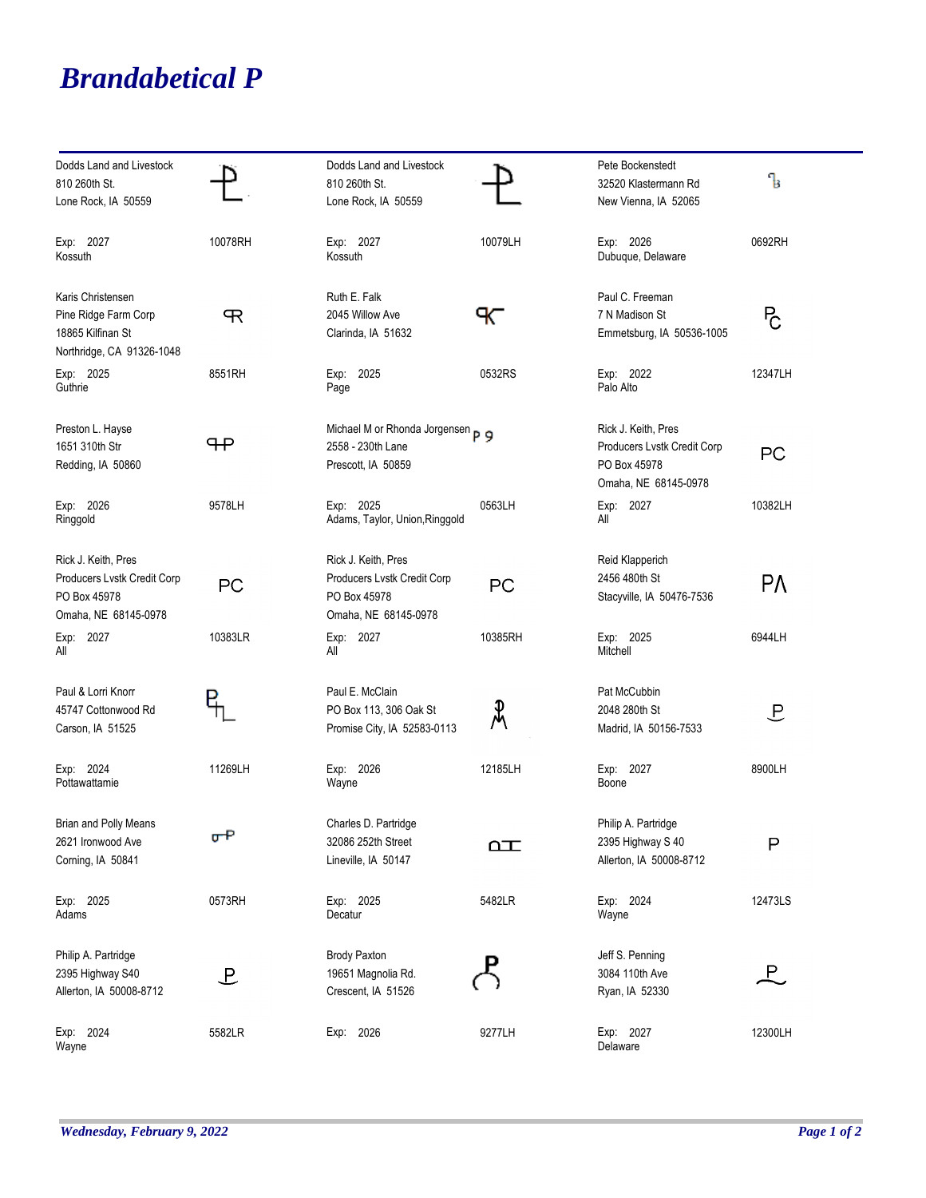# Brandabetical P

| Owner | Brand | Owner | Brand | Owner | Brand |
|---|---|---|---|---|---|
| Dodds Land and Livestock<br>810 260th St.<br>Lone Rock, IA 50559<br>Exp: 2027<br>Kossuth | 10078RH | Dodds Land and Livestock<br>810 260th St.<br>Lone Rock, IA 50559<br>Exp: 2027<br>Kossuth | 10079LH | Pete Bockenstedt<br>32520 Klastermann Rd<br>New Vienna, IA 52065<br>Exp: 2026<br>Dubuque, Delaware | 0692RH |
| Karis Christensen<br>Pine Ridge Farm Corp<br>18865 Kilfinan St<br>Northridge, CA 91326-1048<br>Exp: 2025<br>Guthrie | 8551RH | Ruth E. Falk<br>2045 Willow Ave<br>Clarinda, IA 51632<br>Exp: 2025<br>Page | 0532RS | Paul C. Freeman<br>7 N Madison St<br>Emmetsburg, IA 50536-1005<br>Exp: 2022<br>Palo Alto | 12347LH |
| Preston L. Hayse<br>1651 310th Str<br>Redding, IA 50860<br>Exp: 2026<br>Ringgold | 9578LH | Michael M or Rhonda Jorgensen<br>2558 - 230th Lane<br>Prescott, IA 50859<br>Exp: 2025<br>Adams, Taylor, Union,Ringgold | P 9<br>0563LH | Rick J. Keith, Pres<br>Producers Lvstk Credit Corp<br>PO Box 45978<br>Omaha, NE 68145-0978<br>Exp: 2027<br>All | PC<br>10382LH |
| Rick J. Keith, Pres<br>Producers Lvstk Credit Corp<br>PO Box 45978<br>Omaha, NE 68145-0978<br>Exp: 2027<br>All | PC<br>10383LR | Rick J. Keith, Pres<br>Producers Lvstk Credit Corp<br>PO Box 45978<br>Omaha, NE 68145-0978<br>Exp: 2027<br>All | PC<br>10385RH | Reid Klapperich<br>2456 480th St<br>Stacyville, IA 50476-7536<br>Exp: 2025<br>Mitchell | PΛ<br>6944LH |
| Paul & Lorri Knorr<br>45747 Cottonwood Rd<br>Carson, IA 51525<br>Exp: 2024<br>Pottawattamie | 11269LH | Paul E. McClain<br>PO Box 113, 306 Oak St<br>Promise City, IA 52583-0113<br>Exp: 2026<br>Wayne | 12185LH | Pat McCubbin<br>2048 280th St<br>Madrid, IA 50156-7533<br>Exp: 2027<br>Boone | P<br>8900LH |
| Brian and Polly Means<br>2621 Ironwood Ave<br>Corning, IA 50841<br>Exp: 2025<br>Adams | 0573RH | Charles D. Partridge<br>32086 252th Street<br>Lineville, IA 50147<br>Exp: 2025<br>Decatur | 5482LR | Philip A. Partridge<br>2395 Highway S 40<br>Allerton, IA 50008-8712<br>Exp: 2024<br>Wayne | P<br>12473LS |
| Philip A. Partridge<br>2395 Highway S40<br>Allerton, IA 50008-8712<br>Exp: 2024<br>Wayne | P<br>5582LR | Brody Paxton<br>19651 Magnolia Rd.<br>Crescent, IA 51526<br>Exp: 2026 | P<br>9277LH | Jeff S. Penning<br>3084 110th Ave<br>Ryan, IA 52330<br>Exp: 2027<br>Delaware | P<br>12300LH |

*Wednesday, February 9, 2022*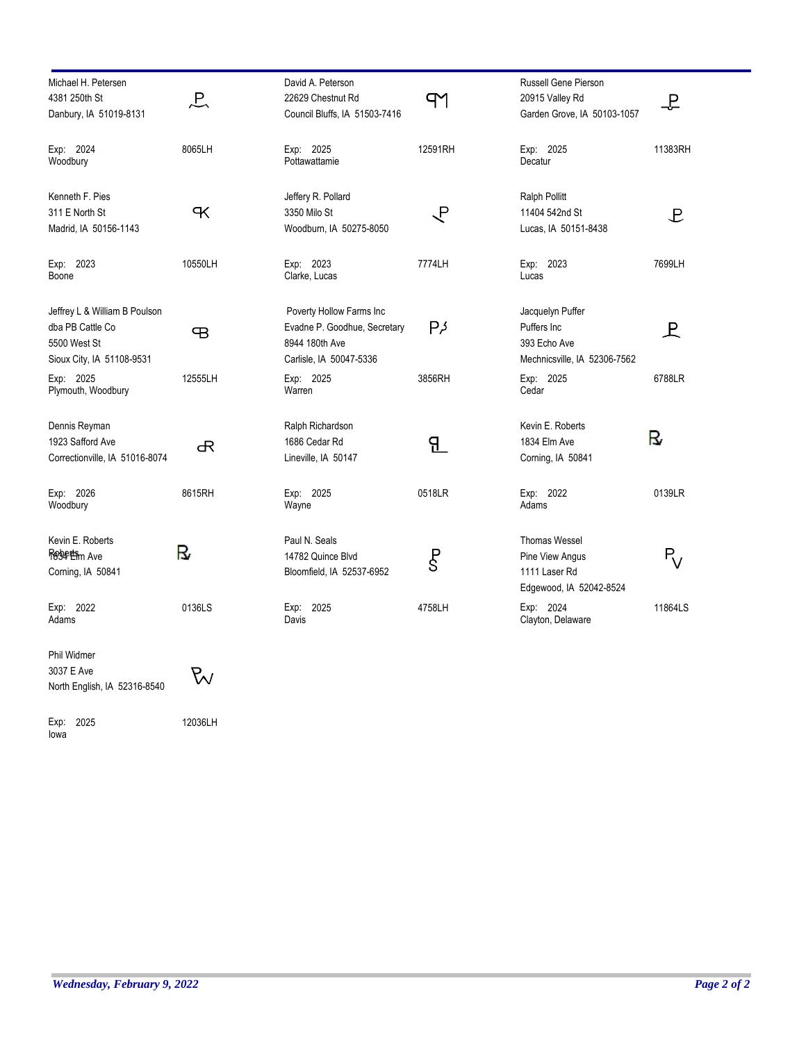Michael H. Petersen
4381 250th St
Danbury, IA 51019-8131

Exp: 2024 — 8065LH
Woodbury

David A. Peterson
22629 Chestnut Rd
Council Bluffs, IA 51503-7416

Exp: 2025 — 12591RH
Pottawattamie

Russell Gene Pierson
20915 Valley Rd
Garden Grove, IA 50103-1057

Exp: 2025 — 11383RH
Decatur

Kenneth F. Pies
311 E North St
Madrid, IA 50156-1143

Exp: 2023 — 10550LH
Boone

Jeffery R. Pollard
3350 Milo St
Woodburn, IA 50275-8050

Exp: 2023 — 7774LH
Clarke, Lucas

Ralph Pollitt
11404 542nd St
Lucas, IA 50151-8438

Exp: 2023 — 7699LH
Lucas

Jeffrey L & William B Poulson
dba PB Cattle Co
5500 West St
Sioux City, IA 51108-9531

Exp: 2025 — 12555LH
Plymouth, Woodbury

Poverty Hollow Farms Inc
Evadne P. Goodhue, Secretary
8944 180th Ave
Carlisle, IA 50047-5336

Exp: 2025 — 3856RH
Warren

Jacquelyn Puffer
Puffers Inc
393 Echo Ave
Mechnicsville, IA 52306-7562

Exp: 2025 — 6788LR
Cedar

Dennis Reyman
1923 Safford Ave
Correctionville, IA 51016-8074

Exp: 2026 — 8615RH
Woodbury

Ralph Richardson
1686 Cedar Rd
Lineville, IA 50147

Exp: 2025 — 0518LR
Wayne

Kevin E. Roberts
1834 Elm Ave
Corning, IA 50841

Exp: 2022 — 0139LR
Adams

Kevin E. Roberts
1834 Elm Ave
Corning, IA 50841

Exp: 2022 — 0136LS
Adams

Paul N. Seals
14782 Quince Blvd
Bloomfield, IA 52537-6952

Exp: 2025 — 4758LH
Davis

Thomas Wessel
Pine View Angus
1111 Laser Rd
Edgewood, IA 52042-8524

Exp: 2024 — 11864LS
Clayton, Delaware

Phil Widmer
3037 E Ave
North English, IA 52316-8540

Exp: 2025 — 12036LH
Iowa